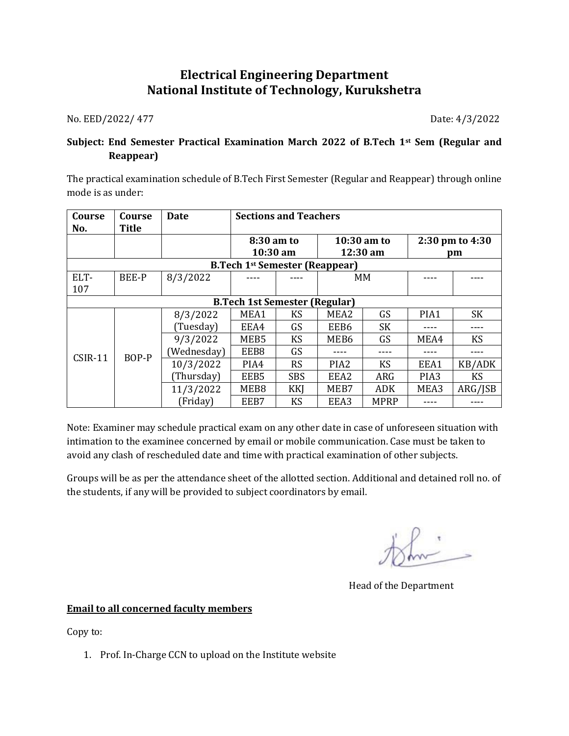# Electrical Engineering Department
# National Institute of Technology, Kurukshetra

No. EED/2022/ 477 Date: 4/3/2022

**Subject: End Semester Practical Examination March 2022 of B.Tech 1st Sem (Regular and Reappear)**

The practical examination schedule of B.Tech First Semester (Regular and Reappear) through online mode is as under:

| Course No. | Course Title | Date | Sections and Teachers | | | | | |
|---|---|---|---|---|---|---|---|---|
| | | | 8:30 am to 10:30 am | | 10:30 am to 12:30 am | | 2:30 pm to 4:30 pm | |
| **B.Tech 1st Semester (Reappear)** | | | | | | | | |
| ELT-107 | BEE-P | 8/3/2022 | ---- | ---- | MM | | ---- | ---- |
| **B.Tech 1st Semester (Regular)** | | | | | | | | |
| CSIR-11 | BOP-P | 8/3/2022 (Tuesday) | MEA1 | KS | MEA2 | GS | PIA1 | SK |
| | | | EEA4 | GS | EEB6 | SK | ---- | ---- |
| | | 9/3/2022 (Wednesday) | MEB5 | KS | MEB6 | GS | MEA4 | KS |
| | | | EEB8 | GS | ---- | ---- | ---- | ---- |
| | | 10/3/2022 (Thursday) | PIA4 | RS | PIA2 | KS | EEA1 | KB/ADK |
| | | | EEB5 | SBS | EEA2 | ARG | PIA3 | KS |
| | | 11/3/2022 (Friday) | MEB8 | KKJ | MEB7 | ADK | MEA3 | ARG/JSB |
| | | | EEB7 | KS | EEA3 | MPRP | ---- | ---- |

Note: Examiner may schedule practical exam on any other date in case of unforeseen situation with intimation to the examinee concerned by email or mobile communication. Case must be taken to avoid any clash of rescheduled date and time with practical examination of other subjects.

Groups will be as per the attendance sheet of the allotted section. Additional and detained roll no. of the students, if any will be provided to subject coordinators by email.

Head of the Department

**Email to all concerned faculty members**

Copy to:

1. Prof. In-Charge CCN to upload on the Institute website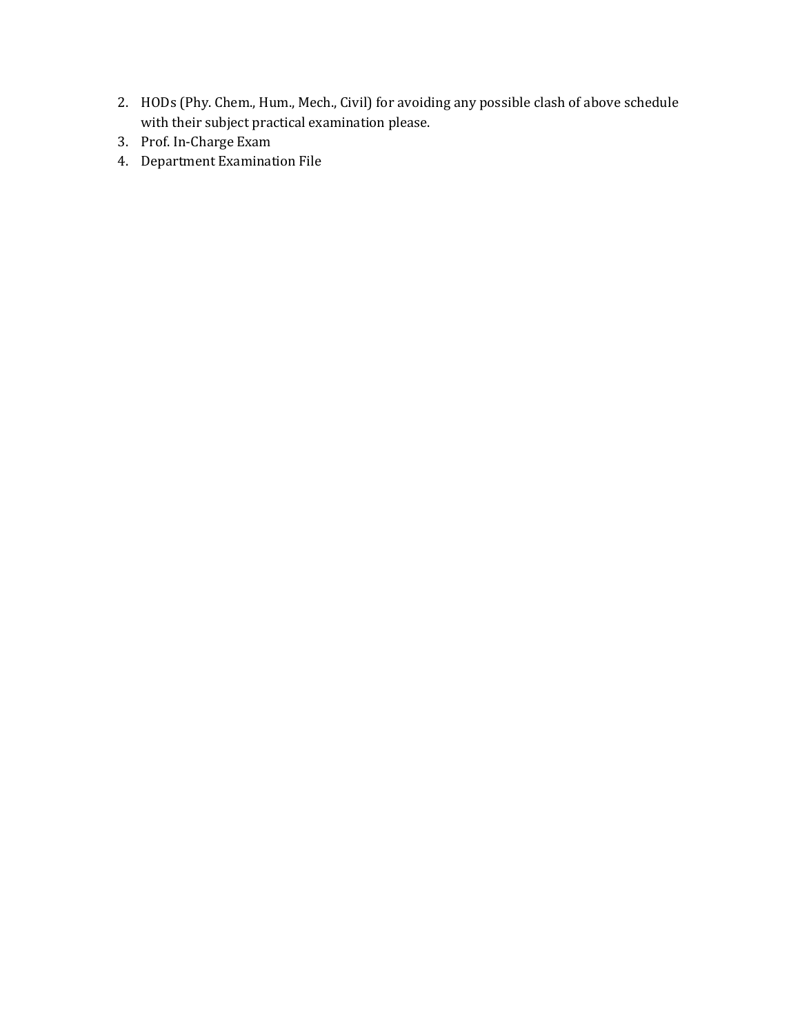2. HODs (Phy. Chem., Hum., Mech., Civil) for avoiding any possible clash of above schedule with their subject practical examination please.
3. Prof. In-Charge Exam
4. Department Examination File